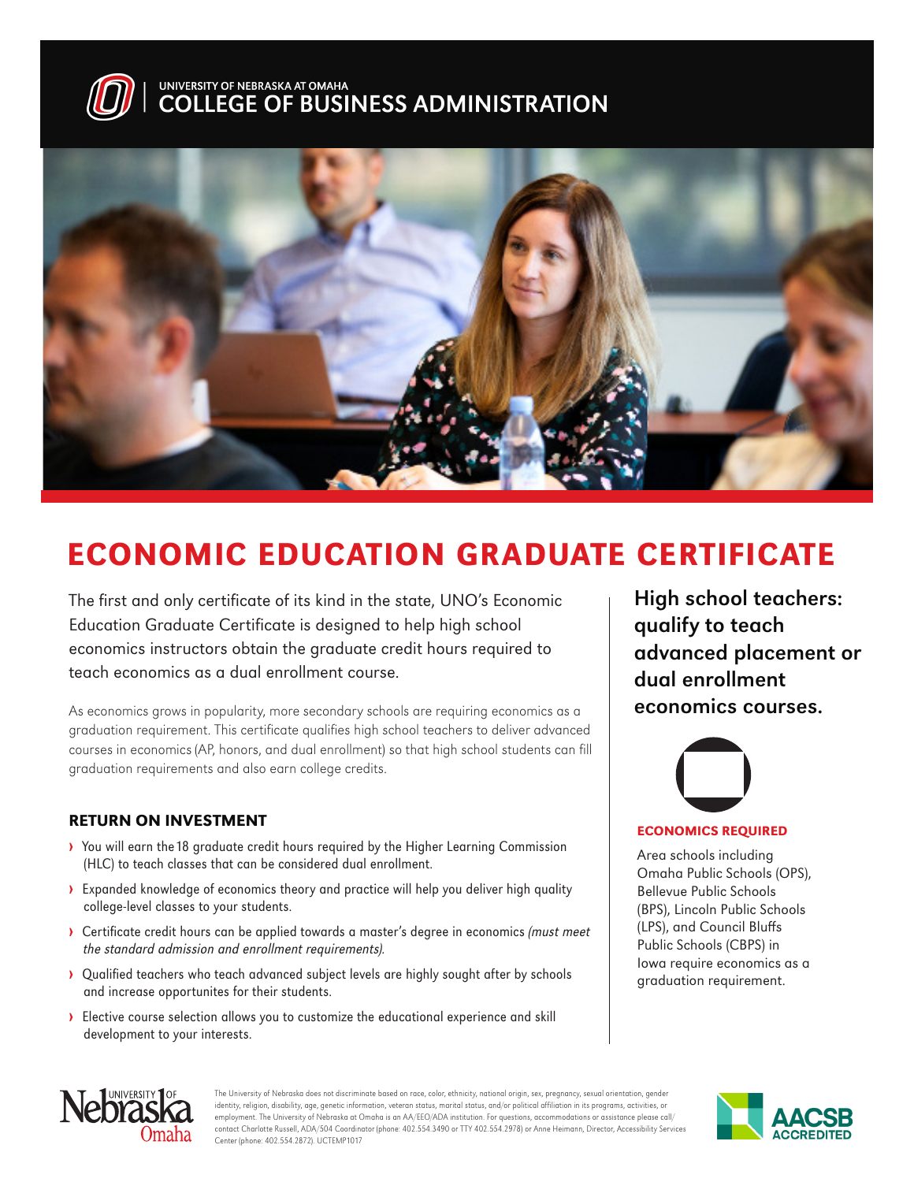UNIVERSITY OF NEBRASKA AT OMAHA
COLLEGE OF BUSINESS ADMINISTRATION

# ECONOMIC EDUCATION GRADUATE CERTIFICATE

The first and only certificate of its kind in the state, UNO's Economic Education Graduate Certificate is designed to help high school economics instructors obtain the graduate credit hours required to teach economics as a dual enrollment course.

As economics grows in popularity, more secondary schools are requiring economics as a graduation requirement. This certificate qualifies high school teachers to deliver advanced courses in economics (AP, honors, and dual enrollment) so that high school students can fill graduation requirements and also earn college credits.

## RETURN ON INVESTMENT

- You will earn the 18 graduate credit hours required by the Higher Learning Commission (HLC) to teach classes that can be considered dual enrollment.
- Expanded knowledge of economics theory and practice will help you deliver high quality college-level classes to your students.
- Certificate credit hours can be applied towards a master's degree in economics *(must meet the standard admission and enrollment requirements).*
- Qualified teachers who teach advanced subject levels are highly sought after by schools and increase opportunites for their students.
- Elective course selection allows you to customize the educational experience and skill development to your interests.

**High school teachers: qualify to teach advanced placement or dual enrollment economics courses.**

### ECONOMICS REQUIRED

Area schools including Omaha Public Schools (OPS), Bellevue Public Schools (BPS), Lincoln Public Schools (LPS), and Council Bluffs Public Schools (CBPS) in Iowa require economics as a graduation requirement.

University of Nebraska Omaha

The University of Nebraska does not discriminate based on race, color, ethnicity, national origin, sex, pregnancy, sexual orientation, gender identity, religion, disability, age, genetic information, veteran status, marital status, and/or political affiliation in its programs, activities, or employment. The University of Nebraska at Omaha is an AA/EEO/ADA institution. For questions, accommodations or assistance please call/contact Charlotte Russell, ADA/504 Coordinator (phone: 402.554.3490 or TTY 402.554.2978) or Anne Heimann, Director, Accessibility Services Center (phone: 402.554.2872). UCTEMP1017

AACSB ACCREDITED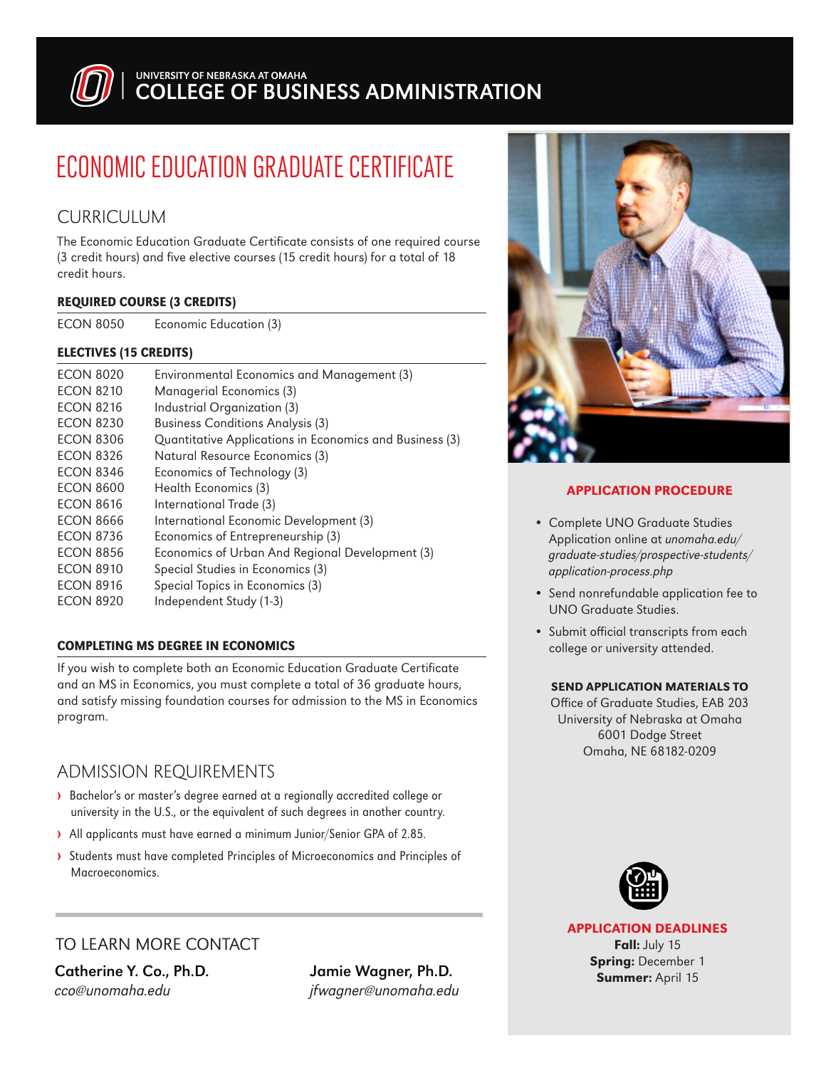UNIVERSITY OF NEBRASKA AT OMAHA
**COLLEGE OF BUSINESS ADMINISTRATION**

# ECONOMIC EDUCATION GRADUATE CERTIFICATE

## CURRICULUM

The Economic Education Graduate Certificate consists of one required course (3 credit hours) and five elective courses (15 credit hours) for a total of 18 credit hours.

### REQUIRED COURSE (3 CREDITS)

| | |
|---|---|
| ECON 8050 | Economic Education (3) |

### ELECTIVES (15 CREDITS)

| | |
|---|---|
| ECON 8020 | Environmental Economics and Management (3) |
| ECON 8210 | Managerial Economics (3) |
| ECON 8216 | Industrial Organization (3) |
| ECON 8230 | Business Conditions Analysis (3) |
| ECON 8306 | Quantitative Applications in Economics and Business (3) |
| ECON 8326 | Natural Resource Economics (3) |
| ECON 8346 | Economics of Technology (3) |
| ECON 8600 | Health Economics (3) |
| ECON 8616 | International Trade (3) |
| ECON 8666 | International Economic Development (3) |
| ECON 8736 | Economics of Entrepreneurship (3) |
| ECON 8856 | Economics of Urban And Regional Development (3) |
| ECON 8910 | Special Studies in Economics (3) |
| ECON 8916 | Special Topics in Economics (3) |
| ECON 8920 | Independent Study (1-3) |

### COMPLETING MS DEGREE IN ECONOMICS

If you wish to complete both an Economic Education Graduate Certificate and an MS in Economics, you must complete a total of 36 graduate hours, and satisfy missing foundation courses for admission to the MS in Economics program.

## ADMISSION REQUIREMENTS

- Bachelor's or master's degree earned at a regionally accredited college or university in the U.S., or the equivalent of such degrees in another country.
- All applicants must have earned a minimum Junior/Senior GPA of 2.85.
- Students must have completed Principles of Microeconomics and Principles of Macroeconomics.

## TO LEARN MORE CONTACT

**Catherine Y. Co., Ph.D.**
*cco@unomaha.edu*

**Jamie Wagner, Ph.D.**
*jfwagner@unomaha.edu*

### APPLICATION PROCEDURE

- Complete UNO Graduate Studies Application online at *unomaha.edu/graduate-studies/prospective-students/application-process.php*
- Send nonrefundable application fee to UNO Graduate Studies.
- Submit official transcripts from each college or university attended.

**SEND APPLICATION MATERIALS TO**
Office of Graduate Studies, EAB 203
University of Nebraska at Omaha
6001 Dodge Street
Omaha, NE 68182-0209

### APPLICATION DEADLINES

**Fall:** July 15
**Spring:** December 1
**Summer:** April 15